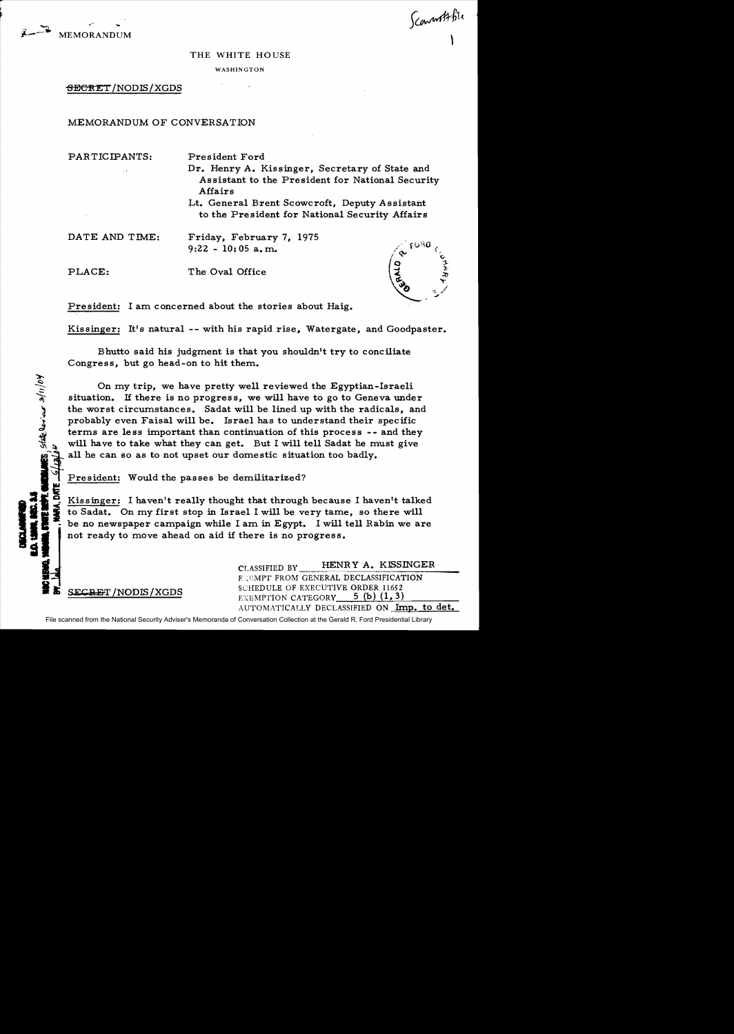MEMORANDUM

Scowcroft file

THE WHITE HOUSE

WASHINGTON

~~SECRET~~/NODIS/XGDS

MEMORANDUM OF CONVERSATION

PARTICIPANTS:
President Ford
Dr. Henry A. Kissinger, Secretary of State and Assistant to the President for National Security Affairs
Lt. General Brent Scowcroft, Deputy Assistant to the President for National Security Affairs

DATE AND TIME:
Friday, February 7, 1975
9:22 - 10:05 a.m.

PLACE:
The Oval Office

President: I am concerned about the stories about Haig.

Kissinger: It's natural -- with his rapid rise, Watergate, and Goodpaster.

Bhutto said his judgment is that you shouldn't try to conciliate Congress, but go head-on to hit them.

On my trip, we have pretty well reviewed the Egyptian-Israeli situation. If there is no progress, we will have to go to Geneva under the worst circumstances. Sadat will be lined up with the radicals, and probably even Faisal will be. Israel has to understand their specific terms are less important than continuation of this process -- and they will have to take what they can get. But I will tell Sadat he must give all he can so as to not upset our domestic situation too badly.

President: Would the passes be demilitarized?

Kissinger: I haven't really thought that through because I haven't talked to Sadat. On my first stop in Israel I will be very tame, so there will be no newspaper campaign while I am in Egypt. I will tell Rabin we are not ready to move ahead on aid if there is no progress.

~~SECRET~~/NODIS/XGDS

CLASSIFIED BY HENRY A. KISSINGER
EXEMPT FROM GENERAL DECLASSIFICATION
SCHEDULE OF EXECUTIVE ORDER 11652
EXEMPTION CATEGORY 5 (b) (1,3)
AUTOMATICALLY DECLASSIFIED ON Imp. to det.

DECLASSIFIED
E.O. 12958, SEC. 3.5
NSC MEMO, 11/24/98, STATE DEPT. GUIDELINES, State Rev 3/11/04
BY ___, NARA, DATE 6/13/04

File scanned from the National Security Adviser's Memoranda of Conversation Collection at the Gerald R. Ford Presidential Library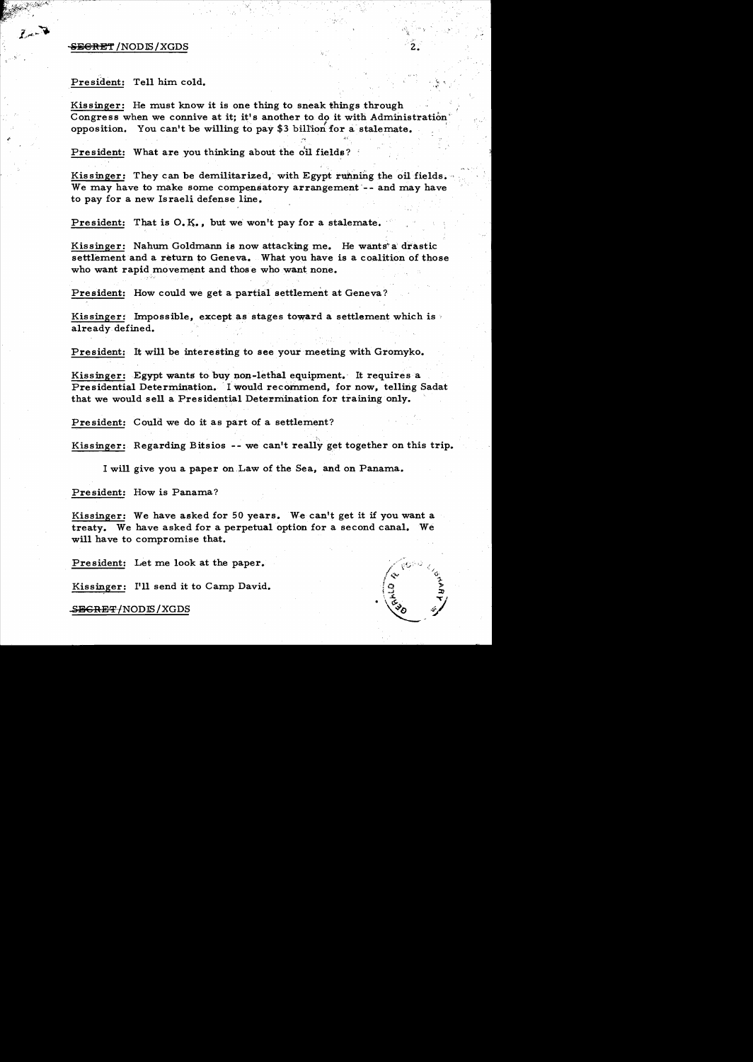SECRET/NODIS/XGDS

President: Tell him cold.

Kissinger: He must know it is one thing to sneak things through Congress when we connive at it; it's another to do it with Administration opposition. You can't be willing to pay $3 billion for a stalemate.

President: What are you thinking about the oil fields?

Kissinger: They can be demilitarized, with Egypt running the oil fields. We may have to make some compensatory arrangement -- and may have to pay for a new Israeli defense line.

President: That is O.K., but we won't pay for a stalemate.

Kissinger: Nahum Goldmann is now attacking me. He wants a drastic settlement and a return to Geneva. What you have is a coalition of those who want rapid movement and those who want none.

President: How could we get a partial settlement at Geneva?

Kissinger: Impossible, except as stages toward a settlement which is already defined.

President: It will be interesting to see your meeting with Gromyko.

Kissinger: Egypt wants to buy non-lethal equipment. It requires a Presidential Determination. I would recommend, for now, telling Sadat that we would sell a Presidential Determination for training only.

President: Could we do it as part of a settlement?

Kissinger: Regarding Bitsios -- we can't really get together on this trip.

I will give you a paper on Law of the Sea, and on Panama.

President: How is Panama?

Kissinger: We have asked for 50 years. We can't get it if you want a treaty. We have asked for a perpetual option for a second canal. We will have to compromise that.

President: Let me look at the paper.

Kissinger: I'll send it to Camp David.

SECRET/NODIS/XGDS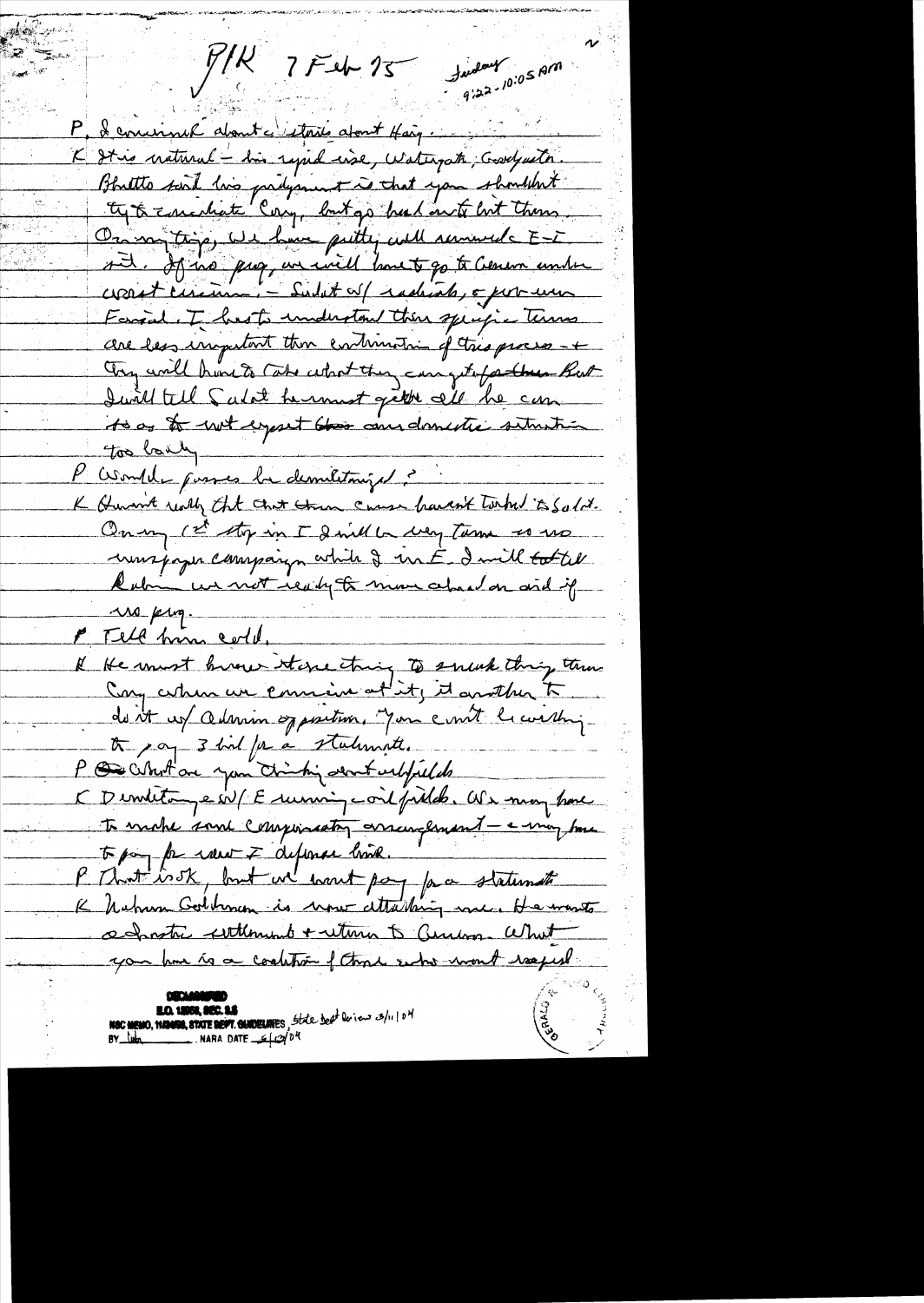P/K 7 Feb 75 Friday 9:22-10:05 AM

P I am concerned about a strike about Haig.

K It is natural – his rapid rise, Watergate, Goodpaster. Bhutto said his judgment is that you shouldn't try to conciliate Cong, but go head on to beat them. On my trip, we have pretty well narrowed E-I sit. If no prog, we will have to go to Geneva under worst circum – Sadat w/ radicals, & pro-war Faisal. I hate to understand their specific terms are less important than continuation of this process – & they will have to take what they can get for them. But I will tell Sadat he must get it all he can so as to not upset this our domestic situation too badly.

P Would forces be demilitarized?

K Haven't really. Got that – those causes haven't talked to Sadat. On my 1st stop in I I will be very tame so no newspaper campaign while I in E. I will tell Rabin we not ready to move ahead on aid if no prog.

P Tell him cold.

K He must know it one thing to sneak things thru Cong when we connive at it, & another to do it w/ Admin opposition. You can't be wishing to pay 3 bil for a statement.

P What are you thinking about oilfields.

K Demilitarize w/ E running oil fields. We may have to make some compensatory arrangement – & may have to pay for new I defense line.

P That is ok, but we won't pay for a statement.

K Nahum Goldman is now attacking me. He wants a drastic settlement & return to Geneva. What you have is a coalition of those who want rapid

DECLASSIFIED
E.O. 12958, SEC. 3.5
NSC MEMO, 11/24/98, STATE DEPT. GUIDELINES, State Dept Review 3/11/04
BY [illegible] NARA DATE 6/29/04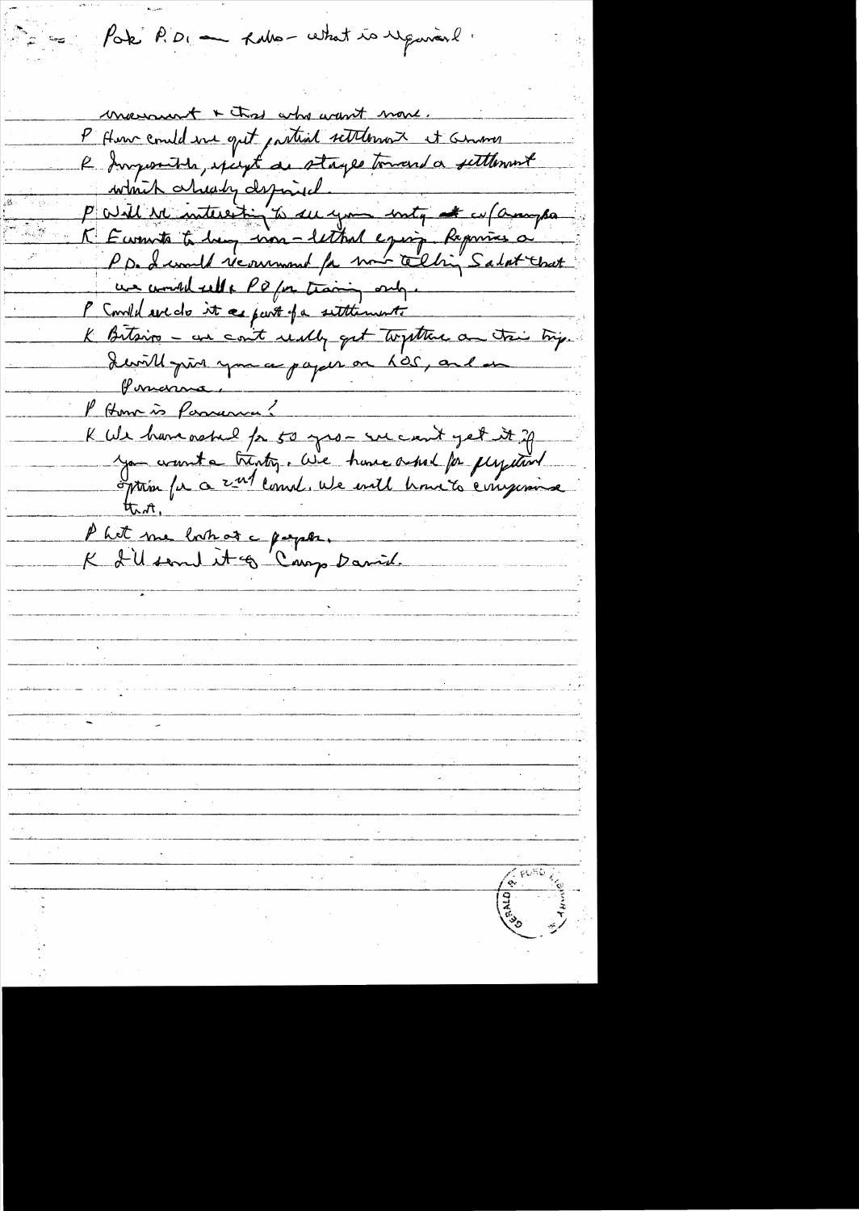Pak P.D. — Kalb — what is required.

movement & those who want more.

P How could we get partial settlement at Geneva

K Impossible, except as stages toward a settlement which already designed.

P Will be interesting to see your entry at w/Campa

K Events to buy non-lethal equip. Requires a PD. I would recommend for not telling Sadat that we would sell PD for training only.

P Could we do it as part of a settlement.

K Bitsing — we can't really get together on this trip. I will give you a paper on LOS, and on Panama.

P How is Panama?

K We have asked for 50 yrs — we can't get it if you want a treaty. We have asked for perpetual option for a 2nd canal. We will have to compromise that.

P Let me look at a paper.

K I'll send it to Camp David.